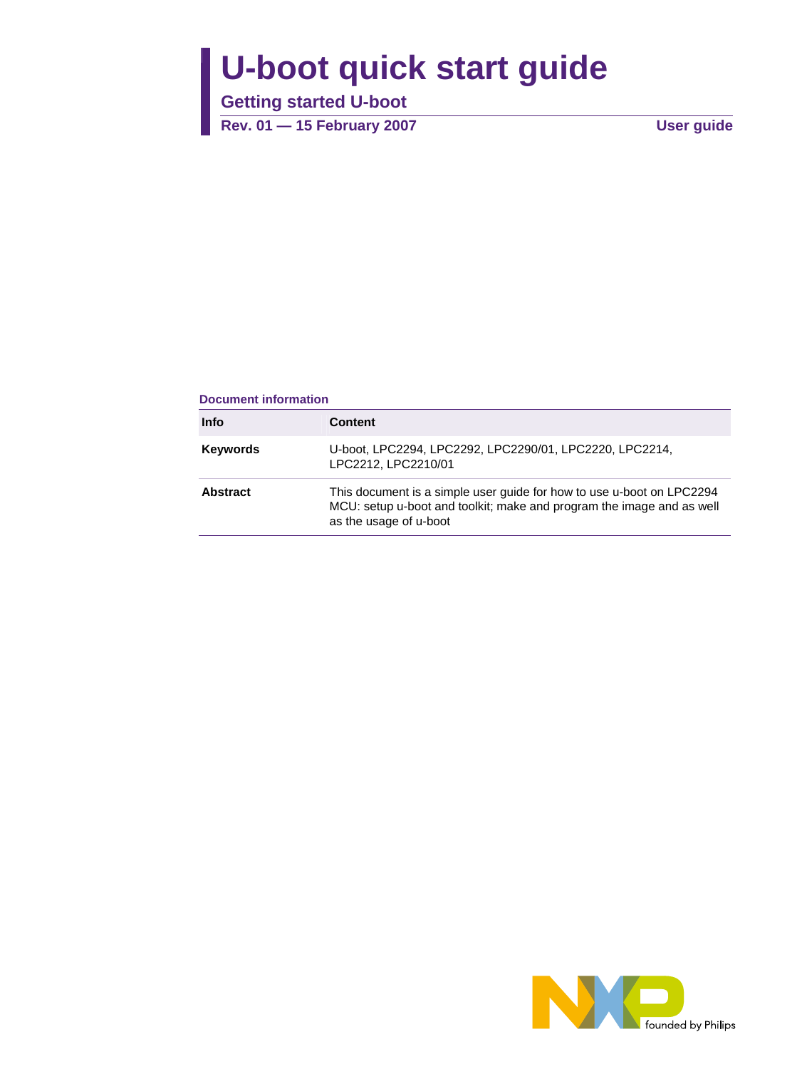# U-boot quick start guide

## Getting started U-boot

**Rev. 01 — 15 February 2007** **User guide**

### Document information

| Info | Content |
|---|---|
| **Keywords** | U-boot, LPC2294, LPC2292, LPC2290/01, LPC2220, LPC2214, LPC2212, LPC2210/01 |
| **Abstract** | This document is a simple user guide for how to use u-boot on LPC2294 MCU: setup u-boot and toolkit; make and program the image and as well as the usage of u-boot |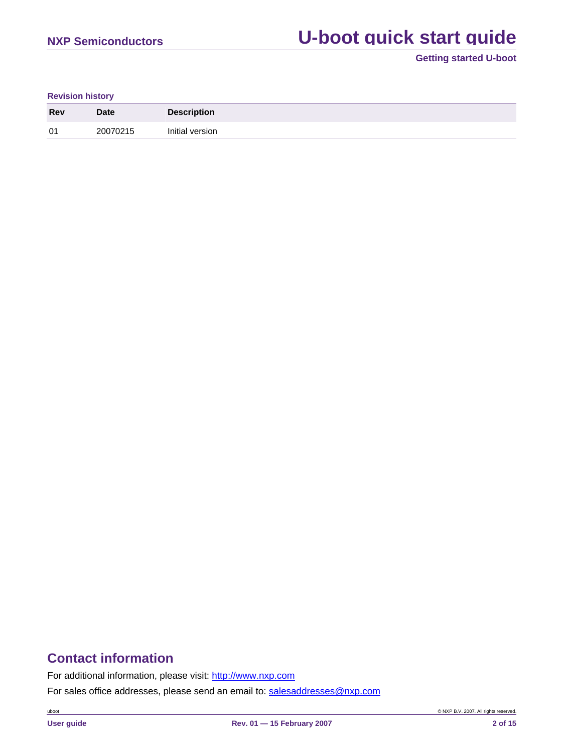**Revision history**

| Rev | Date | Description |
|---|---|---|
| 01 | 20070215 | Initial version |

## Contact information

For additional information, please visit: http://www.nxp.com

For sales office addresses, please send an email to: salesaddresses@nxp.com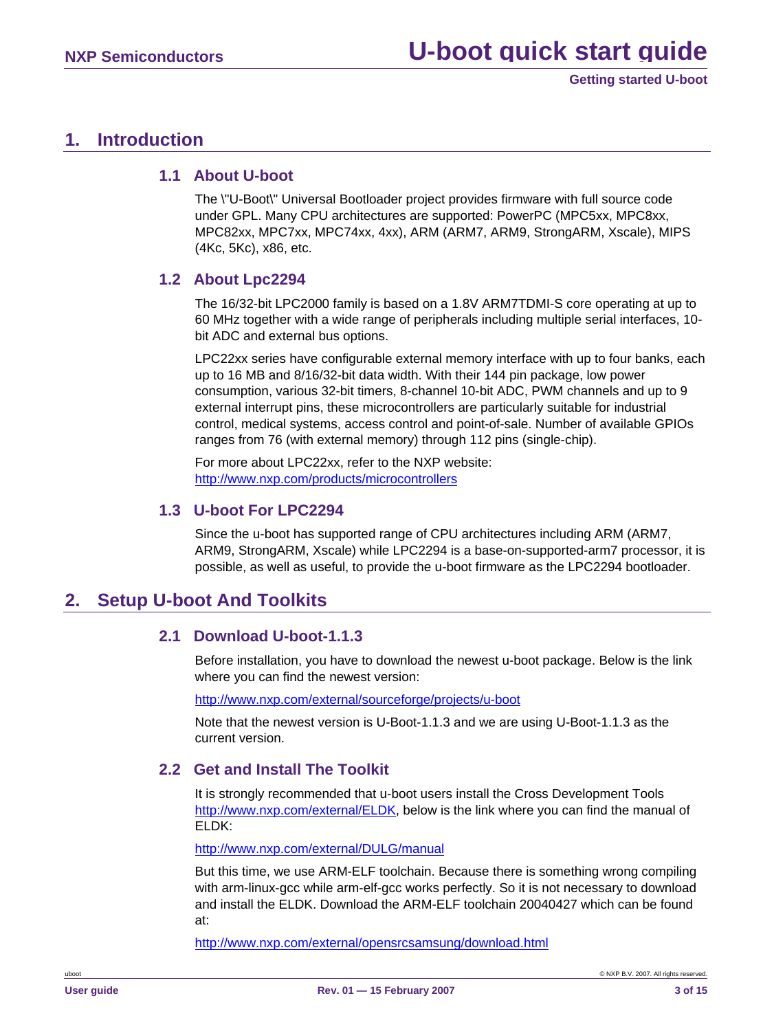# 1. Introduction

## 1.1 About U-boot

The \"U-Boot\" Universal Bootloader project provides firmware with full source code under GPL. Many CPU architectures are supported: PowerPC (MPC5xx, MPC8xx, MPC82xx, MPC7xx, MPC74xx, 4xx), ARM (ARM7, ARM9, StrongARM, Xscale), MIPS (4Kc, 5Kc), x86, etc.

## 1.2 About Lpc2294

The 16/32-bit LPC2000 family is based on a 1.8V ARM7TDMI-S core operating at up to 60 MHz together with a wide range of peripherals including multiple serial interfaces, 10-bit ADC and external bus options.

LPC22xx series have configurable external memory interface with up to four banks, each up to 16 MB and 8/16/32-bit data width. With their 144 pin package, low power consumption, various 32-bit timers, 8-channel 10-bit ADC, PWM channels and up to 9 external interrupt pins, these microcontrollers are particularly suitable for industrial control, medical systems, access control and point-of-sale. Number of available GPIOs ranges from 76 (with external memory) through 112 pins (single-chip).

For more about LPC22xx, refer to the NXP website:
http://www.nxp.com/products/microcontrollers

## 1.3 U-boot For LPC2294

Since the u-boot has supported range of CPU architectures including ARM (ARM7, ARM9, StrongARM, Xscale) while LPC2294 is a base-on-supported-arm7 processor, it is possible, as well as useful, to provide the u-boot firmware as the LPC2294 bootloader.

# 2. Setup U-boot And Toolkits

## 2.1 Download U-boot-1.1.3

Before installation, you have to download the newest u-boot package. Below is the link where you can find the newest version:

http://www.nxp.com/external/sourceforge/projects/u-boot

Note that the newest version is U-Boot-1.1.3 and we are using U-Boot-1.1.3 as the current version.

## 2.2 Get and Install The Toolkit

It is strongly recommended that u-boot users install the Cross Development Tools http://www.nxp.com/external/ELDK, below is the link where you can find the manual of ELDK:

http://www.nxp.com/external/DULG/manual

But this time, we use ARM-ELF toolchain. Because there is something wrong compiling with arm-linux-gcc while arm-elf-gcc works perfectly. So it is not necessary to download and install the ELDK. Download the ARM-ELF toolchain 20040427 which can be found at:

http://www.nxp.com/external/opensrcsamsung/download.html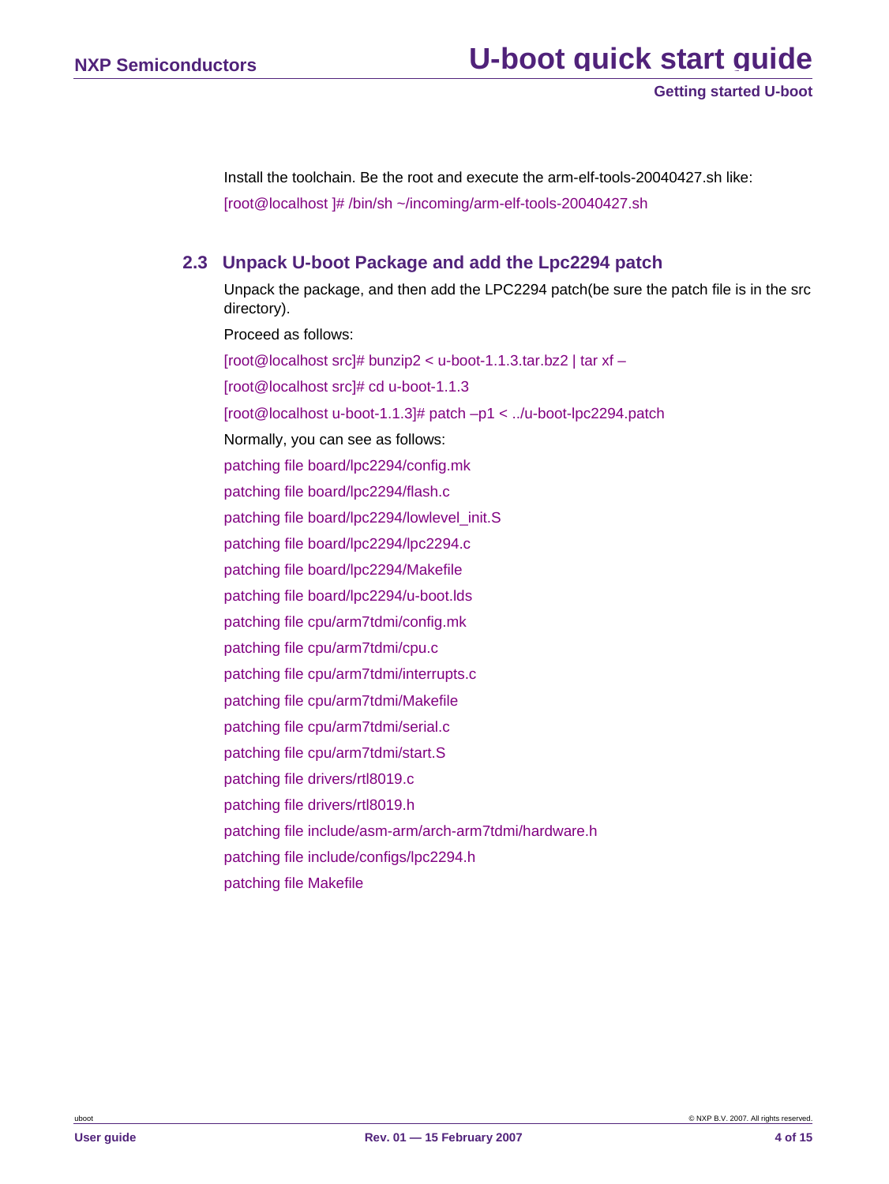Install the toolchain. Be the root and execute the arm-elf-tools-20040427.sh like:

```
[root@localhost ]# /bin/sh ~/incoming/arm-elf-tools-20040427.sh
```

## 2.3 Unpack U-boot Package and add the Lpc2294 patch

Unpack the package, and then add the LPC2294 patch(be sure the patch file is in the src directory).

Proceed as follows:

```
[root@localhost src]# bunzip2 < u-boot-1.1.3.tar.bz2 | tar xf –
[root@localhost src]# cd u-boot-1.1.3
[root@localhost u-boot-1.1.3]# patch –p1 < ../u-boot-lpc2294.patch
```

Normally, you can see as follows:

```
patching file board/lpc2294/config.mk
patching file board/lpc2294/flash.c
patching file board/lpc2294/lowlevel_init.S
patching file board/lpc2294/lpc2294.c
patching file board/lpc2294/Makefile
patching file board/lpc2294/u-boot.lds
patching file cpu/arm7tdmi/config.mk
patching file cpu/arm7tdmi/cpu.c
patching file cpu/arm7tdmi/interrupts.c
patching file cpu/arm7tdmi/Makefile
patching file cpu/arm7tdmi/serial.c
patching file cpu/arm7tdmi/start.S
patching file drivers/rtl8019.c
patching file drivers/rtl8019.h
patching file include/asm-arm/arch-arm7tdmi/hardware.h
patching file include/configs/lpc2294.h
patching file Makefile
```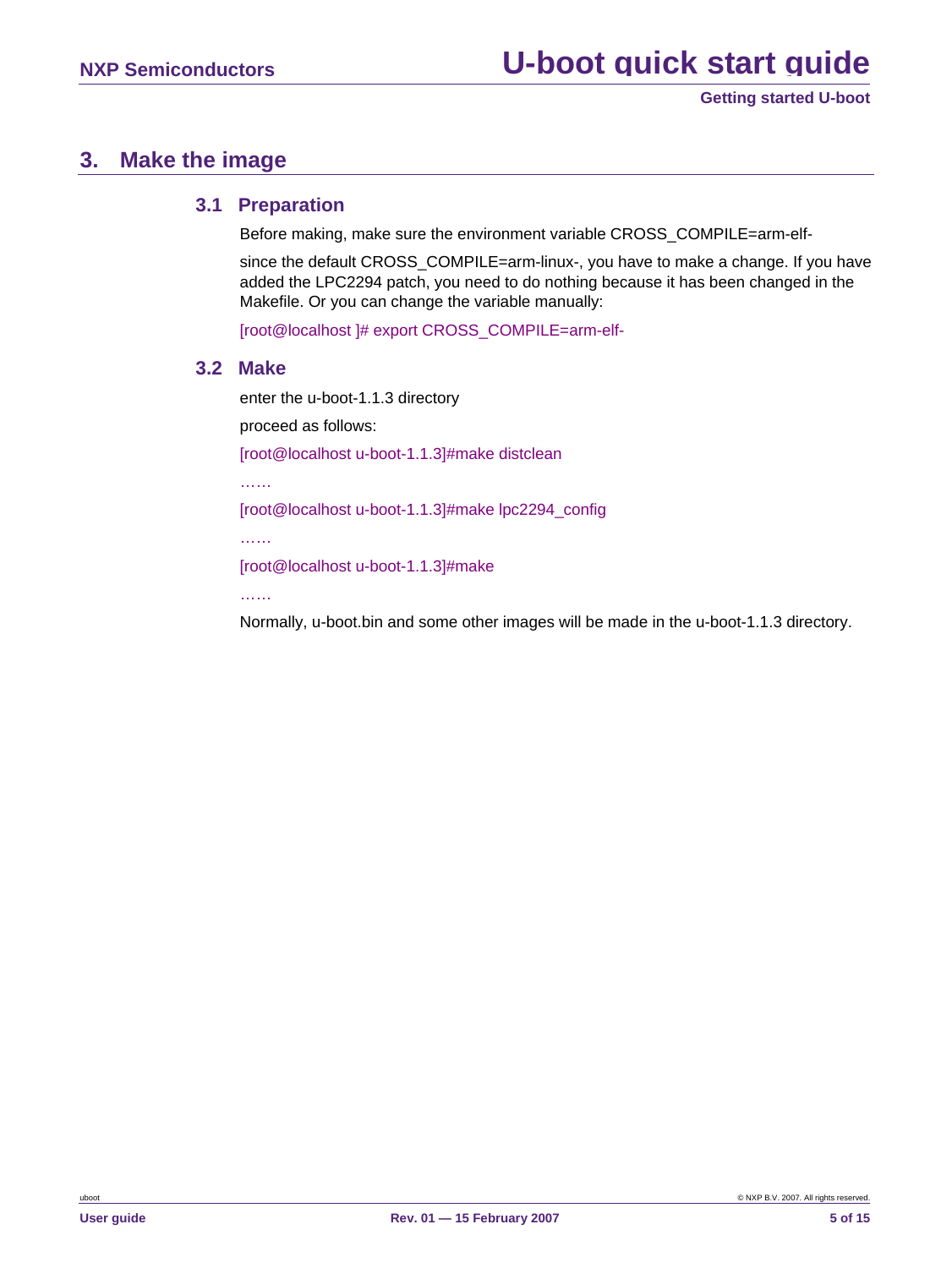# 3. Make the image

## 3.1 Preparation

Before making, make sure the environment variable CROSS_COMPILE=arm-elf-

since the default CROSS_COMPILE=arm-linux-, you have to make a change. If you have added the LPC2294 patch, you need to do nothing because it has been changed in the Makefile. Or you can change the variable manually:

```
[root@localhost ]# export CROSS_COMPILE=arm-elf-
```

## 3.2 Make

enter the u-boot-1.1.3 directory

proceed as follows:

```
[root@localhost u-boot-1.1.3]#make distclean
……
[root@localhost u-boot-1.1.3]#make lpc2294_config
……
[root@localhost u-boot-1.1.3]#make
……
```

Normally, u-boot.bin and some other images will be made in the u-boot-1.1.3 directory.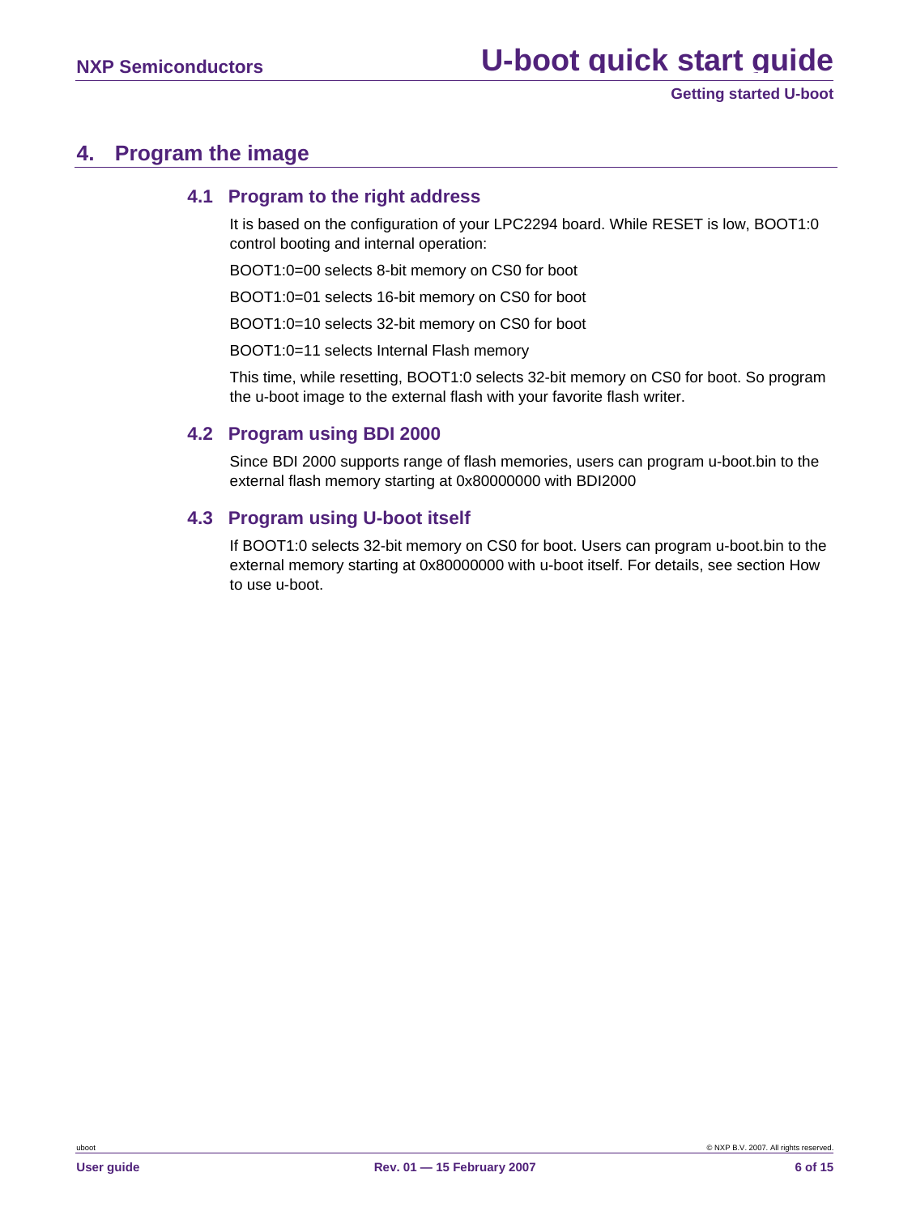# 4. Program the image

## 4.1 Program to the right address

It is based on the configuration of your LPC2294 board. While RESET is low, BOOT1:0 control booting and internal operation:

BOOT1:0=00 selects 8-bit memory on CS0 for boot

BOOT1:0=01 selects 16-bit memory on CS0 for boot

BOOT1:0=10 selects 32-bit memory on CS0 for boot

BOOT1:0=11 selects Internal Flash memory

This time, while resetting, BOOT1:0 selects 32-bit memory on CS0 for boot. So program the u-boot image to the external flash with your favorite flash writer.

## 4.2 Program using BDI 2000

Since BDI 2000 supports range of flash memories, users can program u-boot.bin to the external flash memory starting at 0x80000000 with BDI2000

## 4.3 Program using U-boot itself

If BOOT1:0 selects 32-bit memory on CS0 for boot. Users can program u-boot.bin to the external memory starting at 0x80000000 with u-boot itself. For details, see section How to use u-boot.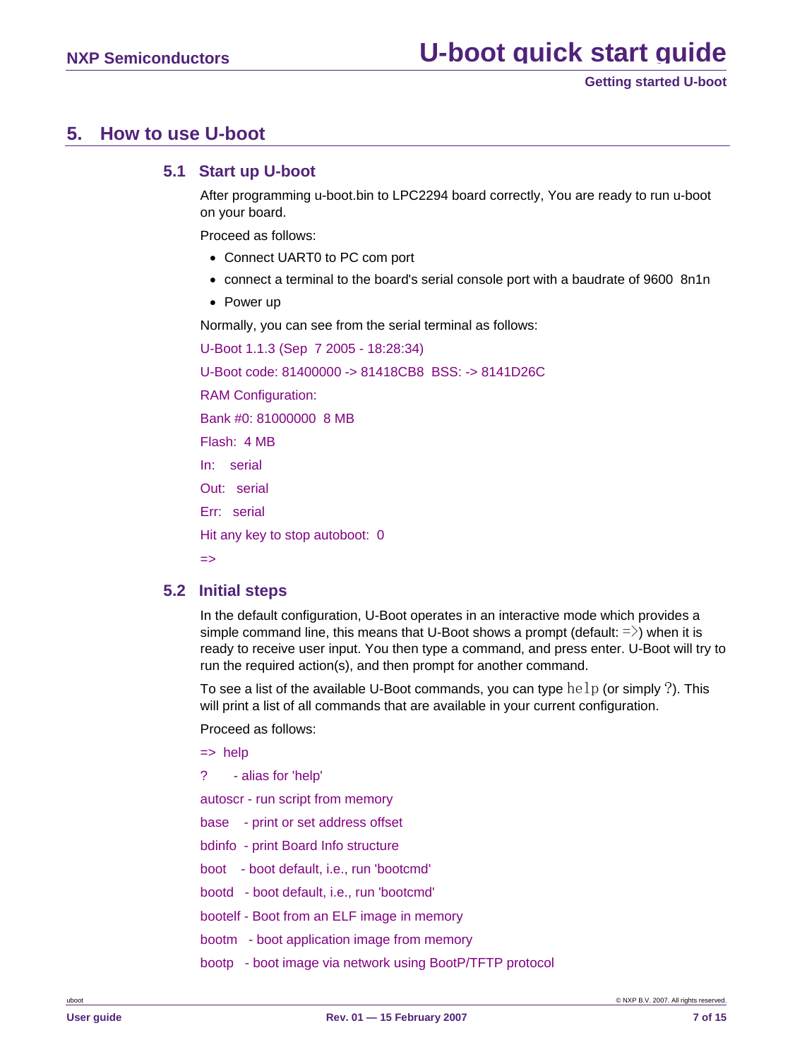## 5. How to use U-boot

### 5.1 Start up U-boot

After programming u-boot.bin to LPC2294 board correctly, You are ready to run u-boot on your board.

Proceed as follows:

- Connect UART0 to PC com port
- connect a terminal to the board's serial console port with a baudrate of 9600 8n1n
- Power up

Normally, you can see from the serial terminal as follows:

```
U-Boot 1.1.3 (Sep  7 2005 - 18:28:34)

U-Boot code: 81400000 -> 81418CB8  BSS: -> 8141D26C

RAM Configuration:

Bank #0: 81000000  8 MB

Flash:  4 MB

In:    serial

Out:   serial

Err:   serial

Hit any key to stop autoboot:  0

=>
```

### 5.2 Initial steps

In the default configuration, U-Boot operates in an interactive mode which provides a simple command line, this means that U-Boot shows a prompt (default: `=>`) when it is ready to receive user input. You then type a command, and press enter. U-Boot will try to run the required action(s), and then prompt for another command.

To see a list of the available U-Boot commands, you can type `help` (or simply `?`). This will print a list of all commands that are available in your current configuration.

Proceed as follows:

```
=>  help

?       - alias for 'help'

autoscr - run script from memory

base    - print or set address offset

bdinfo  - print Board Info structure

boot    - boot default, i.e., run 'bootcmd'

bootd   - boot default, i.e., run 'bootcmd'

bootelf - Boot from an ELF image in memory

bootm   - boot application image from memory

bootp   - boot image via network using BootP/TFTP protocol
```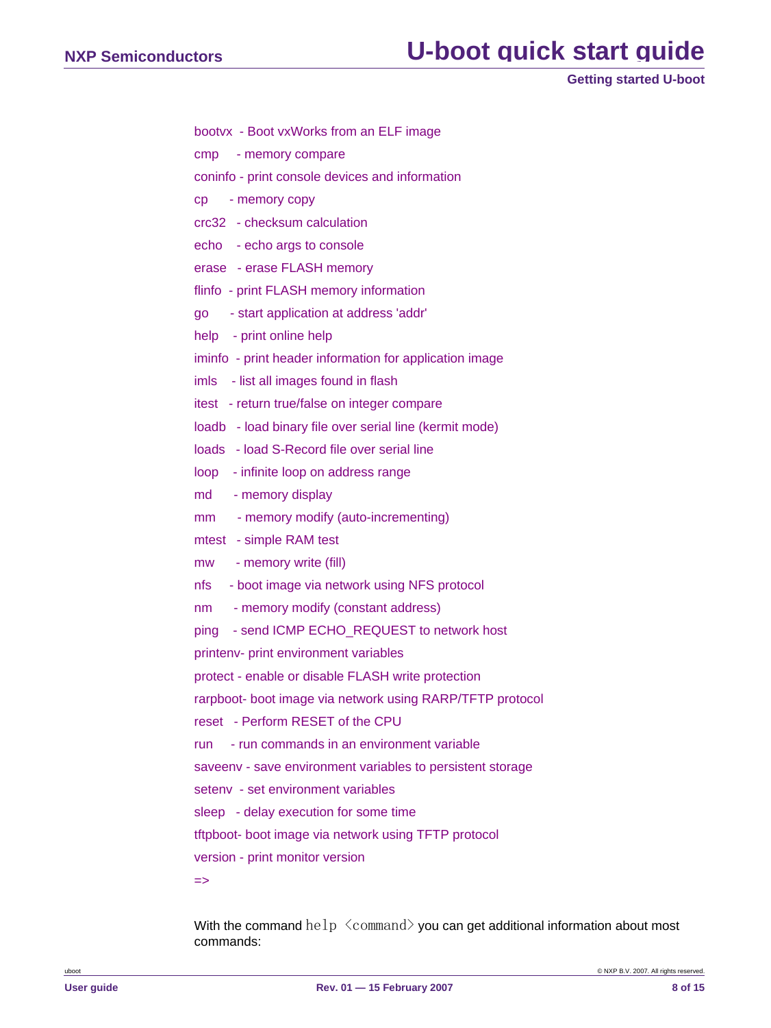```
bootvx  - Boot vxWorks from an ELF image
cmp     - memory compare
coninfo - print console devices and information
cp      - memory copy
crc32   - checksum calculation
echo    - echo args to console
erase   - erase FLASH memory
flinfo  - print FLASH memory information
go      - start application at address 'addr'
help    - print online help
iminfo  - print header information for application image
imls    - list all images found in flash
itest   - return true/false on integer compare
loadb   - load binary file over serial line (kermit mode)
loads   - load S-Record file over serial line
loop    - infinite loop on address range
md      - memory display
mm      - memory modify (auto-incrementing)
mtest   - simple RAM test
mw      - memory write (fill)
nfs     - boot image via network using NFS protocol
nm      - memory modify (constant address)
ping    - send ICMP ECHO_REQUEST to network host
printenv- print environment variables
protect - enable or disable FLASH write protection
rarpboot- boot image via network using RARP/TFTP protocol
reset   - Perform RESET of the CPU
run     - run commands in an environment variable
saveenv - save environment variables to persistent storage
setenv  - set environment variables
sleep   - delay execution for some time
tftpboot- boot image via network using TFTP protocol
version - print monitor version
=>
```

With the command `help <command>` you can get additional information about most commands: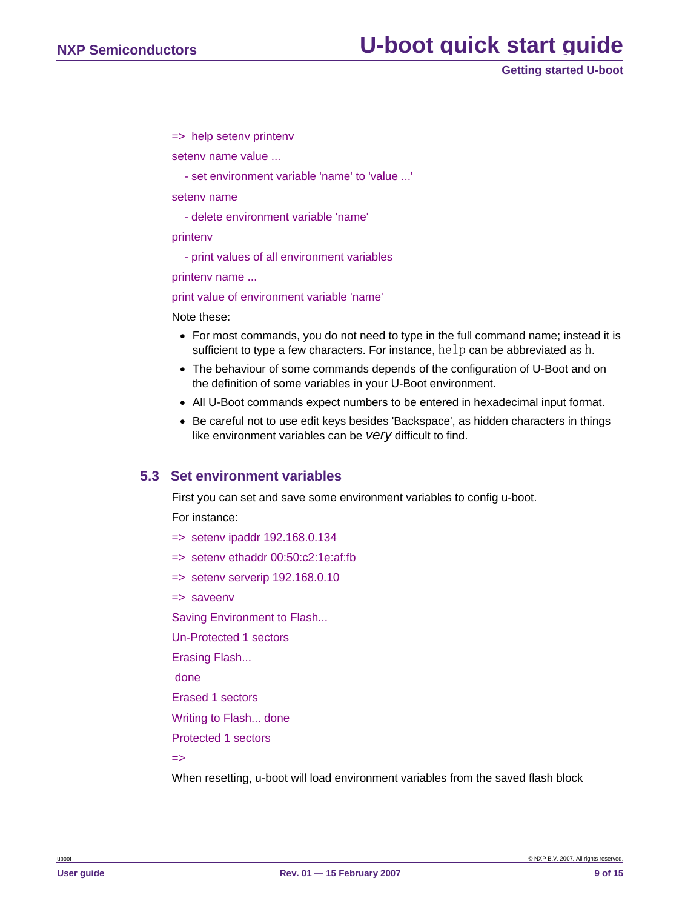```
=> help setenv printenv
setenv name value ...
  - set environment variable 'name' to 'value ...'
setenv name
  - delete environment variable 'name'
printenv
  - print values of all environment variables
printenv name ...
print value of environment variable 'name'
```

Note these:

- For most commands, you do not need to type in the full command name; instead it is sufficient to type a few characters. For instance, help can be abbreviated as h.
- The behaviour of some commands depends of the configuration of U-Boot and on the definition of some variables in your U-Boot environment.
- All U-Boot commands expect numbers to be entered in hexadecimal input format.
- Be careful not to use edit keys besides 'Backspace', as hidden characters in things like environment variables can be *very* difficult to find.

## 5.3 Set environment variables

First you can set and save some environment variables to config u-boot.

For instance:

```
=> setenv ipaddr 192.168.0.134
=> setenv ethaddr 00:50:c2:1e:af:fb
=> setenv serverip 192.168.0.10
=> saveenv
Saving Environment to Flash...
Un-Protected 1 sectors
Erasing Flash...
 done
Erased 1 sectors
Writing to Flash... done
Protected 1 sectors
=>
```

When resetting, u-boot will load environment variables from the saved flash block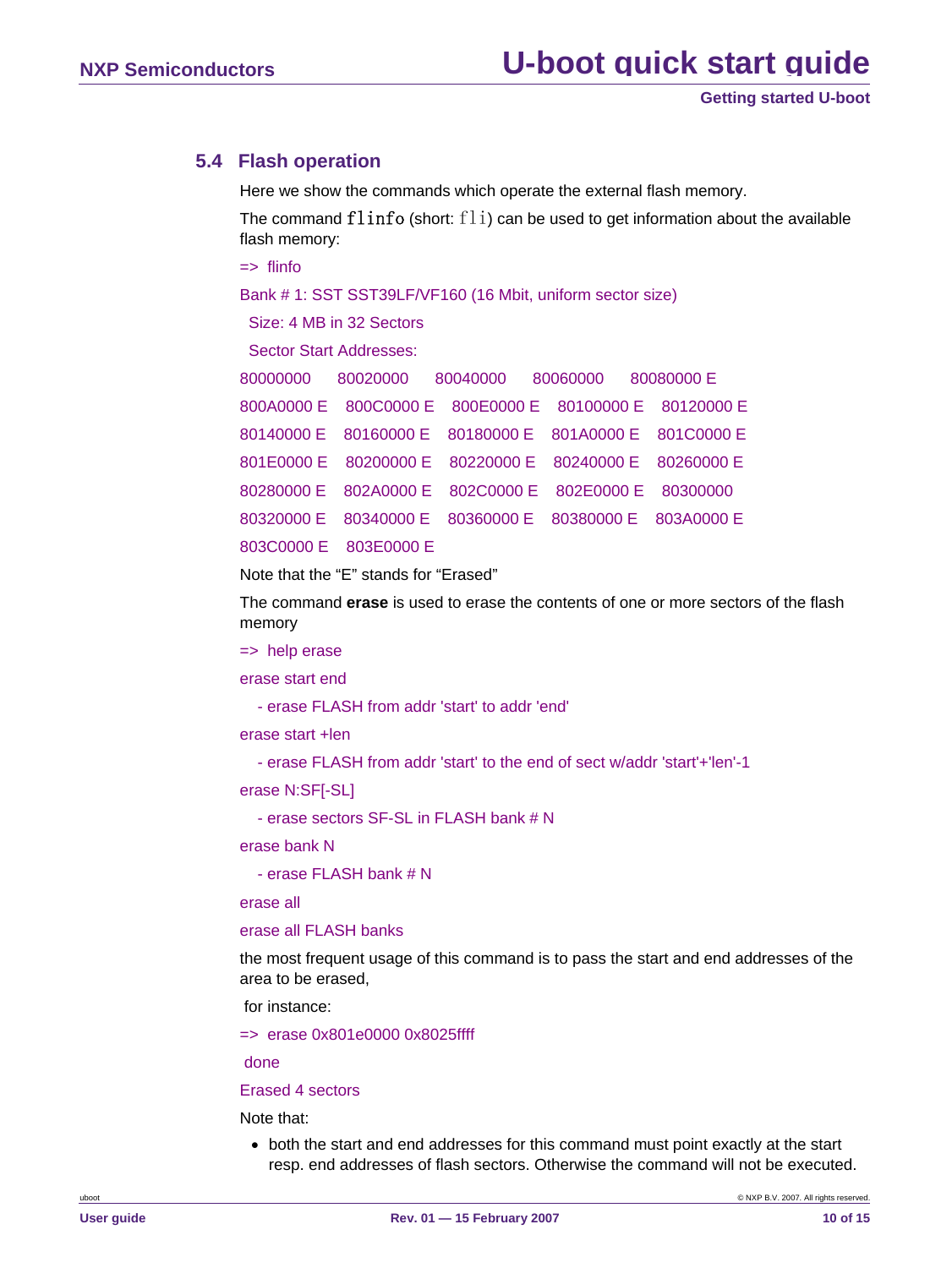## 5.4 Flash operation

Here we show the commands which operate the external flash memory.

The command `flinfo` (short: `fli`) can be used to get information about the available flash memory:

```
=> flinfo
Bank # 1: SST SST39LF/VF160 (16 Mbit, uniform sector size)
 Size: 4 MB in 32 Sectors
 Sector Start Addresses:
80000000     80020000     80040000     80060000     80080000 E
800A0000 E   800C0000 E   800E0000 E   80100000 E   80120000 E
80140000 E   80160000 E   80180000 E   801A0000 E   801C0000 E
801E0000 E   80200000 E   80220000 E   80240000 E   80260000 E
80280000 E   802A0000 E   802C0000 E   802E0000 E   80300000
80320000 E   80340000 E   80360000 E   80380000 E   803A0000 E
803C0000 E   803E0000 E
```

Note that the “E” stands for “Erased”

The command **erase** is used to erase the contents of one or more sectors of the flash memory

```
=> help erase
erase start end
   - erase FLASH from addr 'start' to addr 'end'
erase start +len
   - erase FLASH from addr 'start' to the end of sect w/addr 'start'+'len'-1
erase N:SF[-SL]
   - erase sectors SF-SL in FLASH bank # N
erase bank N
   - erase FLASH bank # N
erase all
erase all FLASH banks
```

the most frequent usage of this command is to pass the start and end addresses of the area to be erased,

for instance:

```
=> erase 0x801e0000 0x8025ffff
 done
Erased 4 sectors
```

Note that:

- both the start and end addresses for this command must point exactly at the start resp. end addresses of flash sectors. Otherwise the command will not be executed.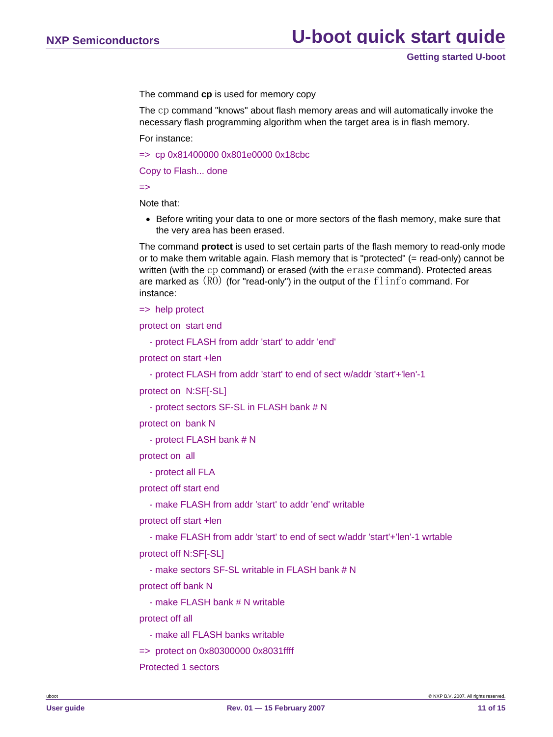The command **cp** is used for memory copy

The cp command "knows" about flash memory areas and will automatically invoke the necessary flash programming algorithm when the target area is in flash memory.

For instance:

```
=>  cp 0x81400000 0x801e0000 0x18cbc
Copy to Flash... done
=>
```

Note that:

- Before writing your data to one or more sectors of the flash memory, make sure that the very area has been erased.

The command **protect** is used to set certain parts of the flash memory to read-only mode or to make them writable again. Flash memory that is "protected" (= read-only) cannot be written (with the cp command) or erased (with the erase command). Protected areas are marked as (RO) (for "read-only") in the output of the flinfo command. For instance:

```
=>  help protect
protect on  start end
   - protect FLASH from addr 'start' to addr 'end'
protect on start +len
   - protect FLASH from addr 'start' to end of sect w/addr 'start'+'len'-1
protect on  N:SF[-SL]
   - protect sectors SF-SL in FLASH bank # N
protect on  bank N
   - protect FLASH bank # N
protect on  all
   - protect all FLA
protect off start end
   - make FLASH from addr 'start' to addr 'end' writable
protect off start +len
   - make FLASH from addr 'start' to end of sect w/addr 'start'+'len'-1 wrtable
protect off N:SF[-SL]
   - make sectors SF-SL writable in FLASH bank # N
protect off bank N
   - make FLASH bank # N writable
protect off all
   - make all FLASH banks writable
=>  protect on 0x80300000 0x8031ffff
Protected 1 sectors
```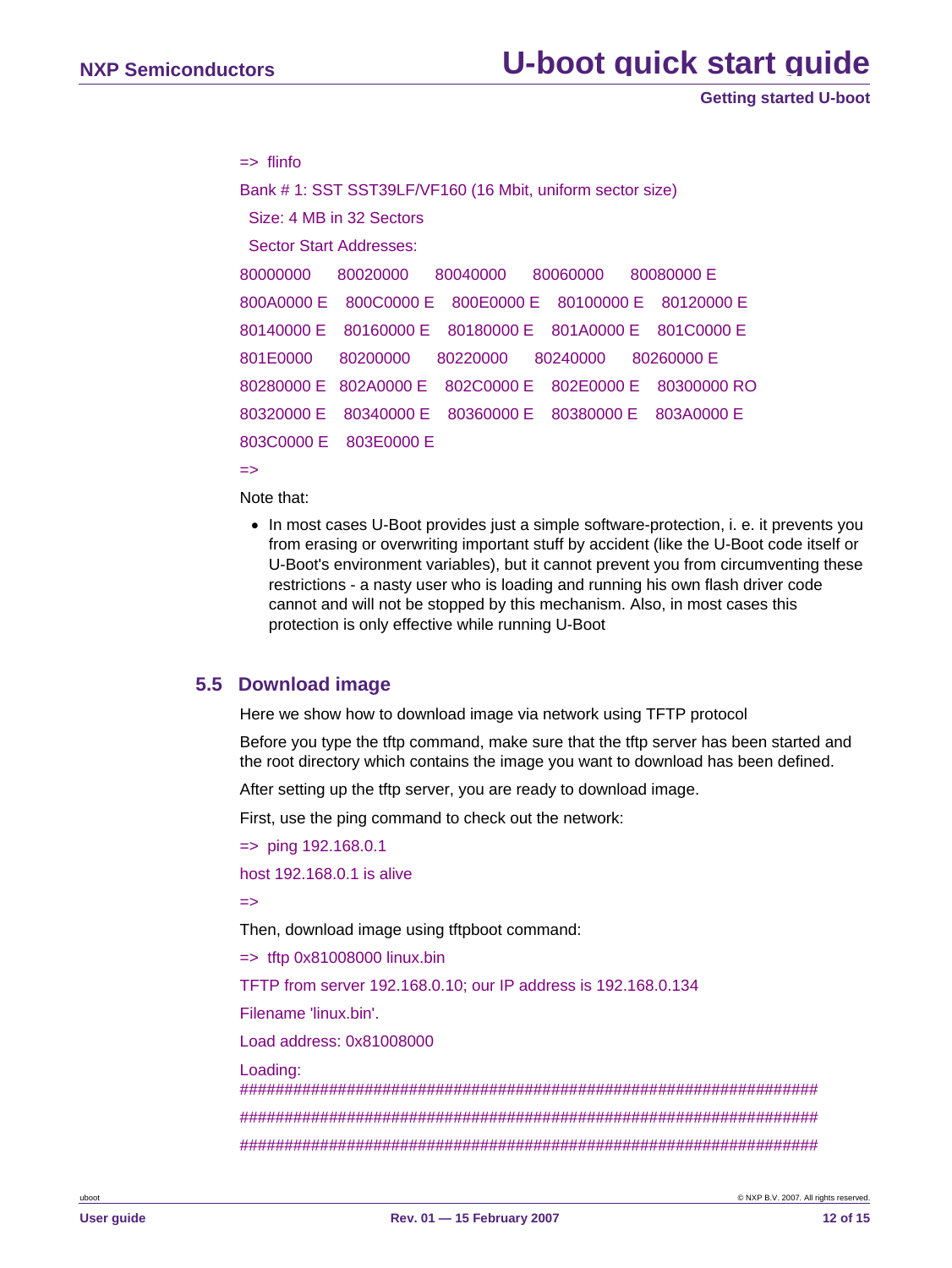```
=> flinfo
Bank # 1: SST SST39LF/VF160 (16 Mbit, uniform sector size)
 Size: 4 MB in 32 Sectors
 Sector Start Addresses:
80000000     80020000     80040000     80060000     80080000 E
800A0000 E   800C0000 E   800E0000 E   80100000 E   80120000 E
80140000 E   80160000 E   80180000 E   801A0000 E   801C0000 E
801E0000     80200000     80220000     80240000     80260000 E
80280000 E   802A0000 E   802C0000 E   802E0000 E   80300000 RO
80320000 E   80340000 E   80360000 E   80380000 E   803A0000 E
803C0000 E   803E0000 E
=>
```

Note that:

- In most cases U-Boot provides just a simple software-protection, i. e. it prevents you from erasing or overwriting important stuff by accident (like the U-Boot code itself or U-Boot's environment variables), but it cannot prevent you from circumventing these restrictions - a nasty user who is loading and running his own flash driver code cannot and will not be stopped by this mechanism. Also, in most cases this protection is only effective while running U-Boot

## 5.5 Download image

Here we show how to download image via network using TFTP protocol

Before you type the tftp command, make sure that the tftp server has been started and the root directory which contains the image you want to download has been defined.

After setting up the tftp server, you are ready to download image.

First, use the ping command to check out the network:

```
=> ping 192.168.0.1
host 192.168.0.1 is alive
=>
```

Then, download image using tftpboot command:

```
=> tftp 0x81008000 linux.bin
TFTP from server 192.168.0.10; our IP address is 192.168.0.134
Filename 'linux.bin'.
Load address: 0x81008000
Loading:
#################################################################
#################################################################
#################################################################
```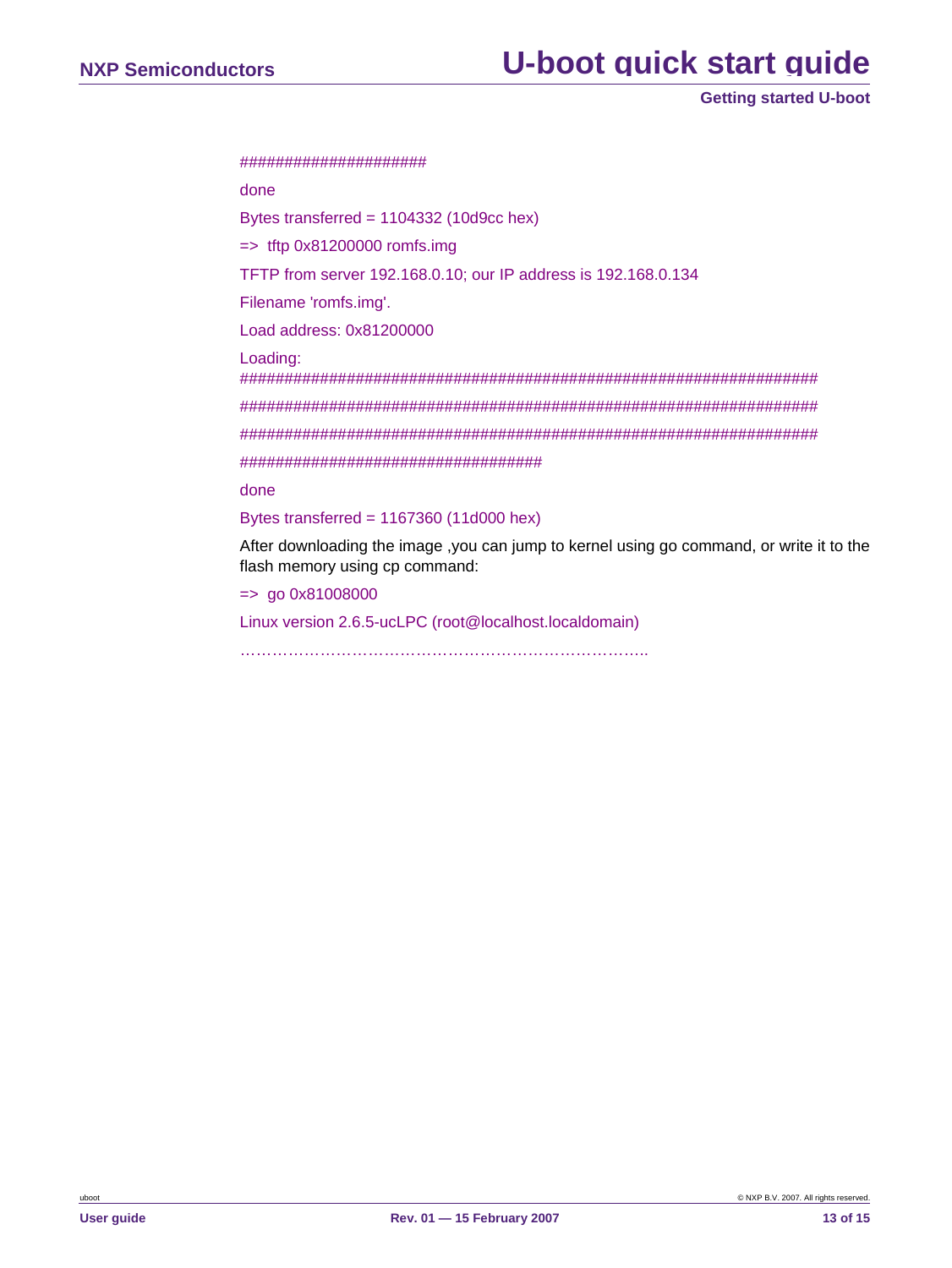```
####################
done
Bytes transferred = 1104332 (10d9cc hex)
=> tftp 0x81200000 romfs.img
TFTP from server 192.168.0.10; our IP address is 192.168.0.134
Filename 'romfs.img'.
Load address: 0x81200000
Loading:
#################################################################
#################################################################
#################################################################
##################################
done
Bytes transferred = 1167360 (11d000 hex)
```

After downloading the image ,you can jump to kernel using go command, or write it to the flash memory using cp command:

```
=> go 0x81008000
Linux version 2.6.5-ucLPC (root@localhost.localdomain)
…………………………………………………………………..
```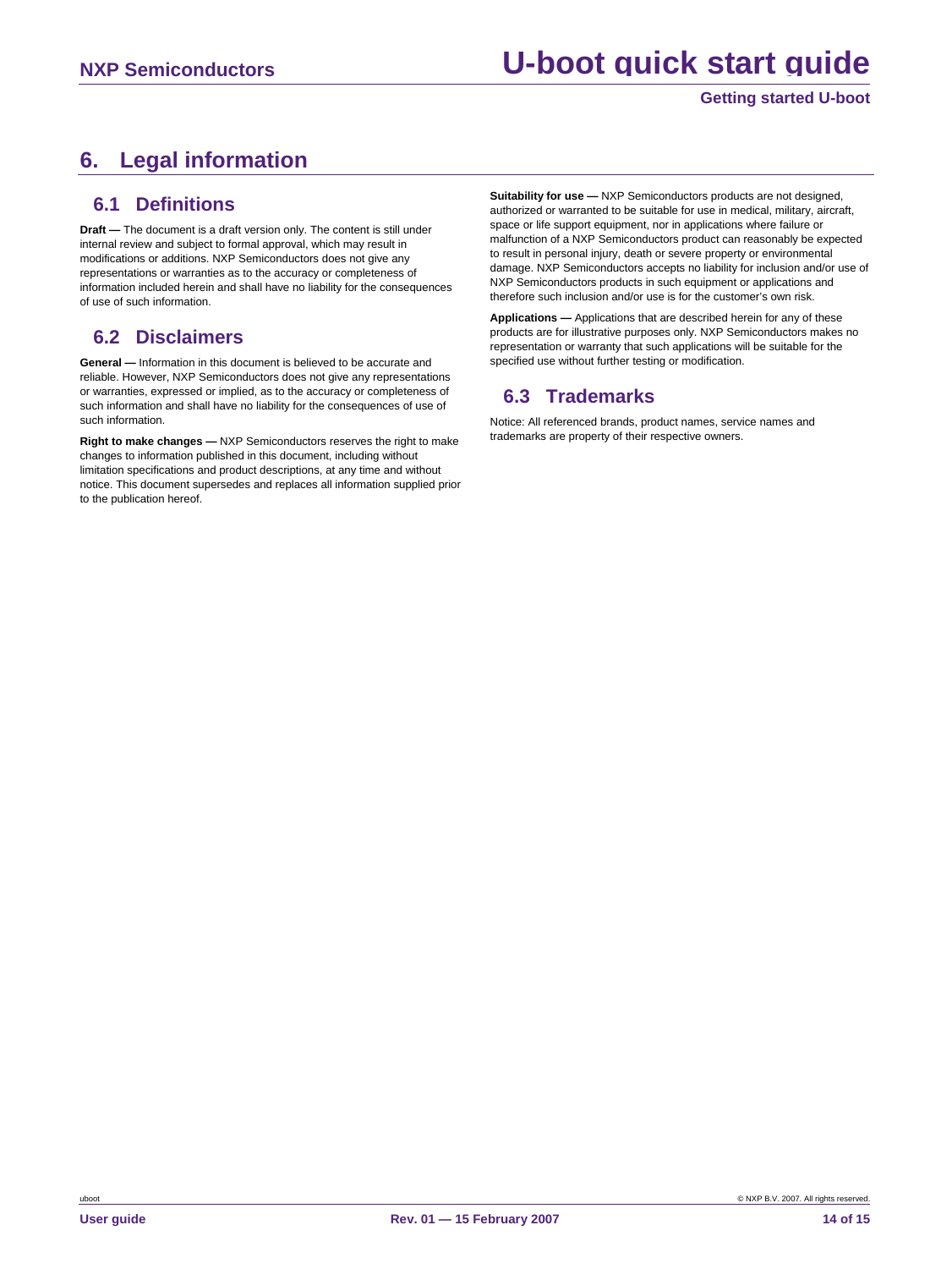# 6. Legal information

## 6.1 Definitions

**Draft —** The document is a draft version only. The content is still under internal review and subject to formal approval, which may result in modifications or additions. NXP Semiconductors does not give any representations or warranties as to the accuracy or completeness of information included herein and shall have no liability for the consequences of use of such information.

## 6.2 Disclaimers

**General —** Information in this document is believed to be accurate and reliable. However, NXP Semiconductors does not give any representations or warranties, expressed or implied, as to the accuracy or completeness of such information and shall have no liability for the consequences of use of such information.

**Right to make changes —** NXP Semiconductors reserves the right to make changes to information published in this document, including without limitation specifications and product descriptions, at any time and without notice. This document supersedes and replaces all information supplied prior to the publication hereof.

**Suitability for use —** NXP Semiconductors products are not designed, authorized or warranted to be suitable for use in medical, military, aircraft, space or life support equipment, nor in applications where failure or malfunction of a NXP Semiconductors product can reasonably be expected to result in personal injury, death or severe property or environmental damage. NXP Semiconductors accepts no liability for inclusion and/or use of NXP Semiconductors products in such equipment or applications and therefore such inclusion and/or use is for the customer's own risk.

**Applications —** Applications that are described herein for any of these products are for illustrative purposes only. NXP Semiconductors makes no representation or warranty that such applications will be suitable for the specified use without further testing or modification.

## 6.3 Trademarks

Notice: All referenced brands, product names, service names and trademarks are property of their respective owners.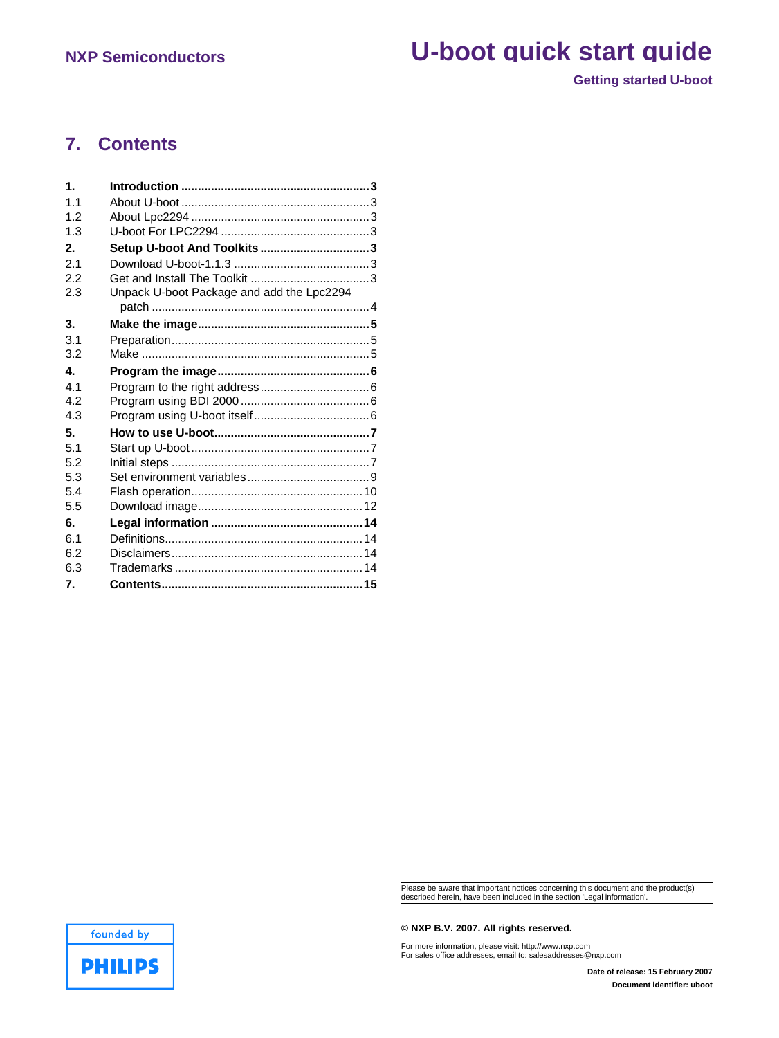## 7. Contents

| | | |
|---|---|---|
| **1.** | **Introduction** | **3** |
| 1.1 | About U-boot | 3 |
| 1.2 | About Lpc2294 | 3 |
| 1.3 | U-boot For LPC2294 | 3 |
| **2.** | **Setup U-boot And Toolkits** | **3** |
| 2.1 | Download U-boot-1.1.3 | 3 |
| 2.2 | Get and Install The Toolkit | 3 |
| 2.3 | Unpack U-boot Package and add the Lpc2294 patch | 4 |
| **3.** | **Make the image** | **5** |
| 3.1 | Preparation | 5 |
| 3.2 | Make | 5 |
| **4.** | **Program the image** | **6** |
| 4.1 | Program to the right address | 6 |
| 4.2 | Program using BDI 2000 | 6 |
| 4.3 | Program using U-boot itself | 6 |
| **5.** | **How to use U-boot** | **7** |
| 5.1 | Start up U-boot | 7 |
| 5.2 | Initial steps | 7 |
| 5.3 | Set environment variables | 9 |
| 5.4 | Flash operation | 10 |
| 5.5 | Download image | 12 |
| **6.** | **Legal information** | **14** |
| 6.1 | Definitions | 14 |
| 6.2 | Disclaimers | 14 |
| 6.3 | Trademarks | 14 |
| **7.** | **Contents** | **15** |

Please be aware that important notices concerning this document and the product(s) described herein, have been included in the section 'Legal information'.

**© NXP B.V. 2007. All rights reserved.**

For more information, please visit: http://www.nxp.com
For sales office addresses, email to: salesaddresses@nxp.com

**Date of release: 15 February 2007**

**Document identifier: uboot**

founded by PHILIPS